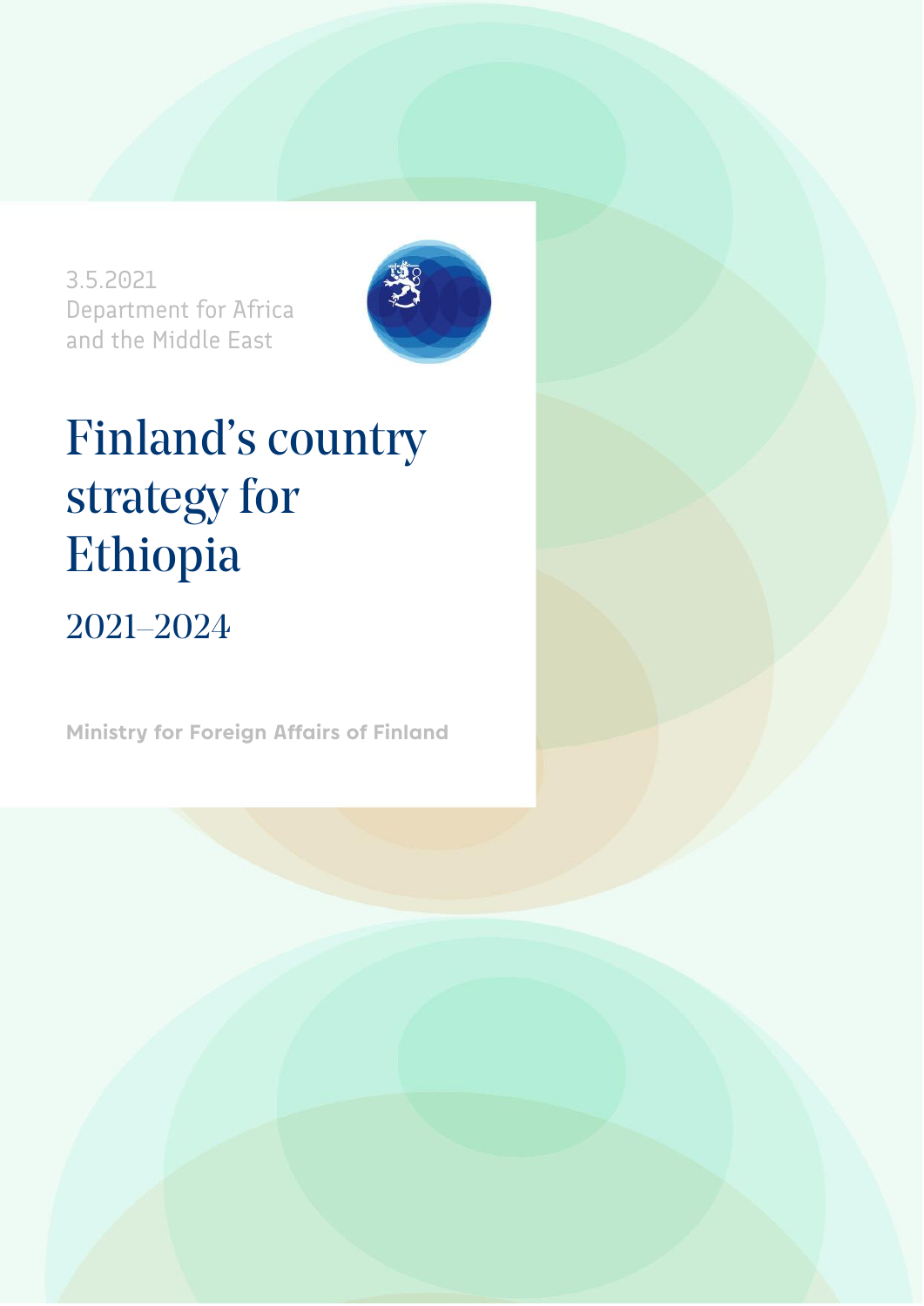3.5.2021
Department for Africa
and the Middle East

# Finland's country strategy for Ethiopia

## 2021–2024

**Ministry for Foreign Affairs of Finland**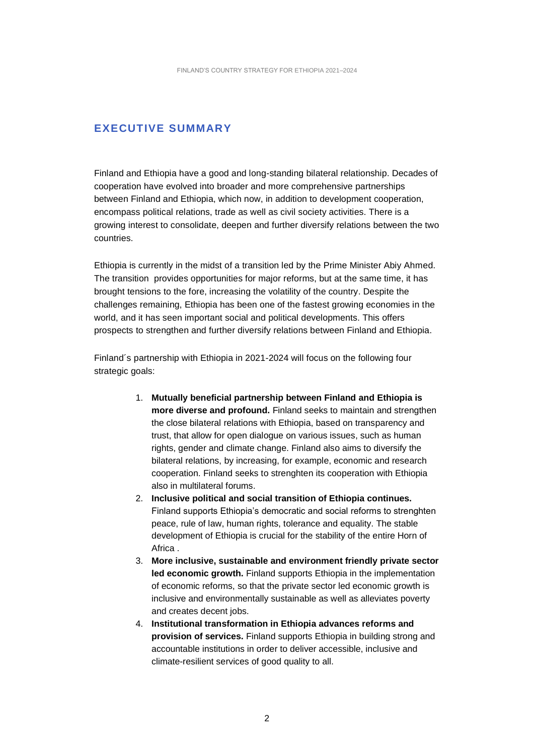## EXECUTIVE SUMMARY

Finland and Ethiopia have a good and long-standing bilateral relationship. Decades of cooperation have evolved into broader and more comprehensive partnerships between Finland and Ethiopia, which now, in addition to development cooperation, encompass political relations, trade as well as civil society activities. There is a growing interest to consolidate, deepen and further diversify relations between the two countries.

Ethiopia is currently in the midst of a transition led by the Prime Minister Abiy Ahmed. The transition provides opportunities for major reforms, but at the same time, it has brought tensions to the fore, increasing the volatility of the country. Despite the challenges remaining, Ethiopia has been one of the fastest growing economies in the world, and it has seen important social and political developments. This offers prospects to strengthen and further diversify relations between Finland and Ethiopia.

Finland´s partnership with Ethiopia in 2021-2024 will focus on the following four strategic goals:

1. **Mutually beneficial partnership between Finland and Ethiopia is more diverse and profound.** Finland seeks to maintain and strengthen the close bilateral relations with Ethiopia, based on transparency and trust, that allow for open dialogue on various issues, such as human rights, gender and climate change. Finland also aims to diversify the bilateral relations, by increasing, for example, economic and research cooperation. Finland seeks to strenghten its cooperation with Ethiopia also in multilateral forums.
2. **Inclusive political and social transition of Ethiopia continues.** Finland supports Ethiopia's democratic and social reforms to strenghten peace, rule of law, human rights, tolerance and equality. The stable development of Ethiopia is crucial for the stability of the entire Horn of Africa .
3. **More inclusive, sustainable and environment friendly private sector led economic growth.** Finland supports Ethiopia in the implementation of economic reforms, so that the private sector led economic growth is inclusive and environmentally sustainable as well as alleviates poverty and creates decent jobs.
4. **Institutional transformation in Ethiopia advances reforms and provision of services.** Finland supports Ethiopia in building strong and accountable institutions in order to deliver accessible, inclusive and climate-resilient services of good quality to all.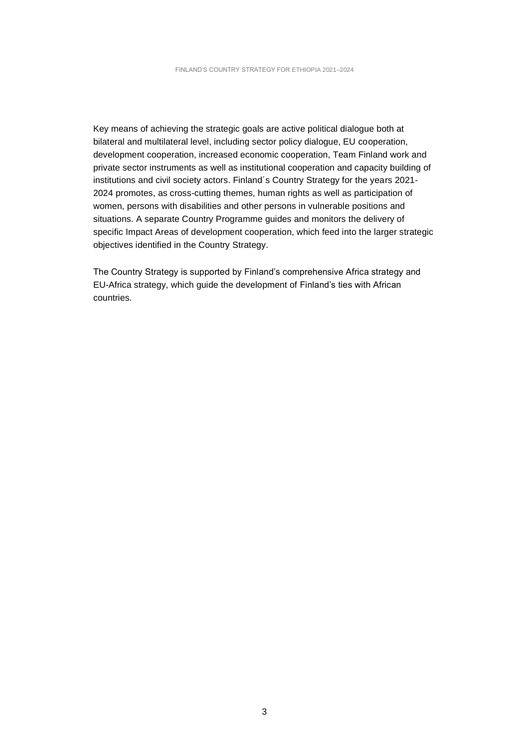Key means of achieving the strategic goals are active political dialogue both at bilateral and multilateral level, including sector policy dialogue, EU cooperation, development cooperation, increased economic cooperation, Team Finland work and private sector instruments as well as institutional cooperation and capacity building of institutions and civil society actors. Finland´s Country Strategy for the years 2021-2024 promotes, as cross-cutting themes, human rights as well as participation of women, persons with disabilities and other persons in vulnerable positions and situations. A separate Country Programme guides and monitors the delivery of specific Impact Areas of development cooperation, which feed into the larger strategic objectives identified in the Country Strategy.

The Country Strategy is supported by Finland's comprehensive Africa strategy and EU-Africa strategy, which guide the development of Finland's ties with African countries.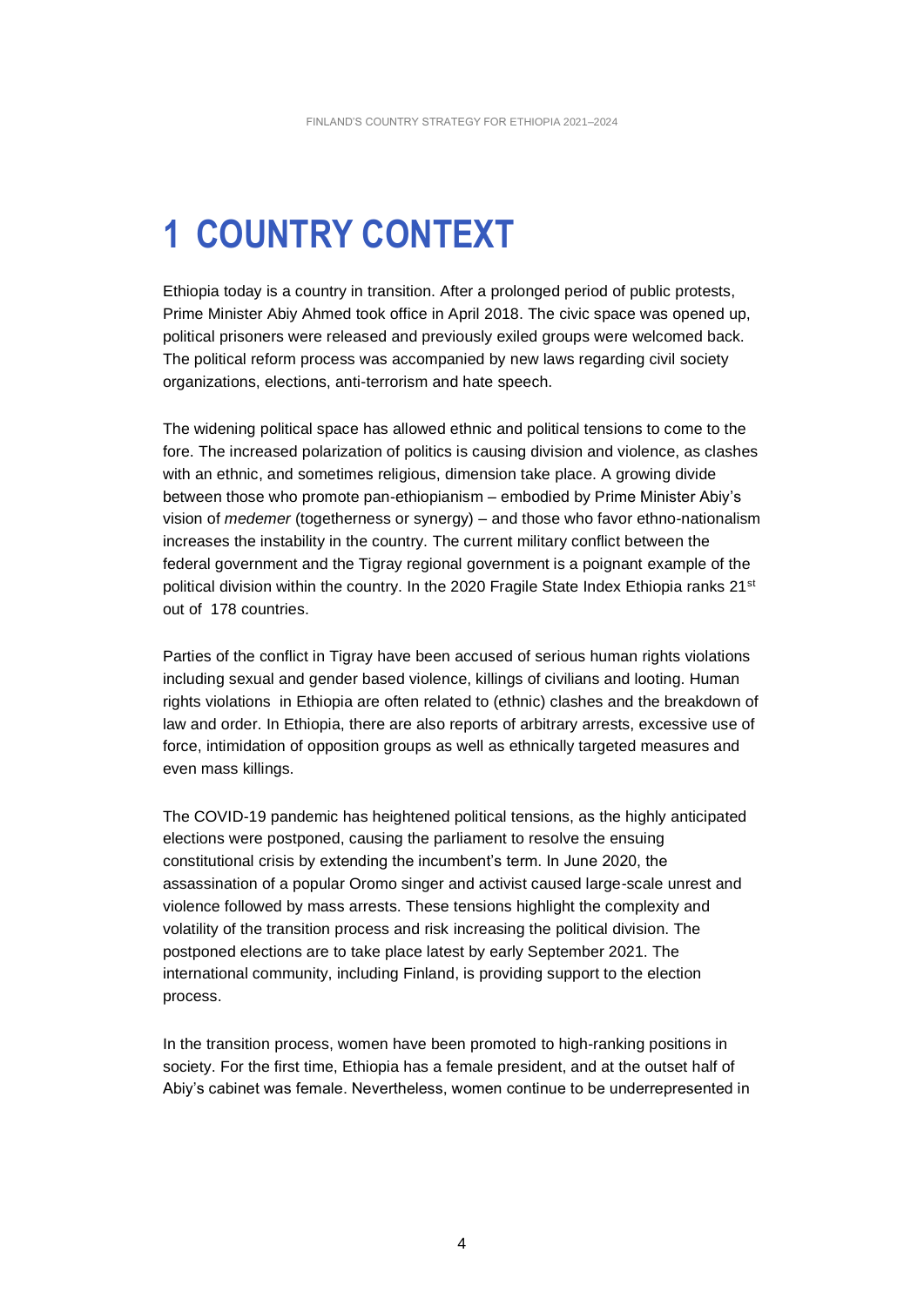# 1 COUNTRY CONTEXT

Ethiopia today is a country in transition. After a prolonged period of public protests, Prime Minister Abiy Ahmed took office in April 2018. The civic space was opened up, political prisoners were released and previously exiled groups were welcomed back. The political reform process was accompanied by new laws regarding civil society organizations, elections, anti-terrorism and hate speech.

The widening political space has allowed ethnic and political tensions to come to the fore. The increased polarization of politics is causing division and violence, as clashes with an ethnic, and sometimes religious, dimension take place. A growing divide between those who promote pan-ethiopianism – embodied by Prime Minister Abiy's vision of *medemer* (togetherness or synergy) – and those who favor ethno-nationalism increases the instability in the country. The current military conflict between the federal government and the Tigray regional government is a poignant example of the political division within the country. In the 2020 Fragile State Index Ethiopia ranks 21st out of 178 countries.

Parties of the conflict in Tigray have been accused of serious human rights violations including sexual and gender based violence, killings of civilians and looting. Human rights violations in Ethiopia are often related to (ethnic) clashes and the breakdown of law and order. In Ethiopia, there are also reports of arbitrary arrests, excessive use of force, intimidation of opposition groups as well as ethnically targeted measures and even mass killings.

The COVID-19 pandemic has heightened political tensions, as the highly anticipated elections were postponed, causing the parliament to resolve the ensuing constitutional crisis by extending the incumbent's term. In June 2020, the assassination of a popular Oromo singer and activist caused large-scale unrest and violence followed by mass arrests. These tensions highlight the complexity and volatility of the transition process and risk increasing the political division. The postponed elections are to take place latest by early September 2021. The international community, including Finland, is providing support to the election process.

In the transition process, women have been promoted to high-ranking positions in society. For the first time, Ethiopia has a female president, and at the outset half of Abiy's cabinet was female. Nevertheless, women continue to be underrepresented in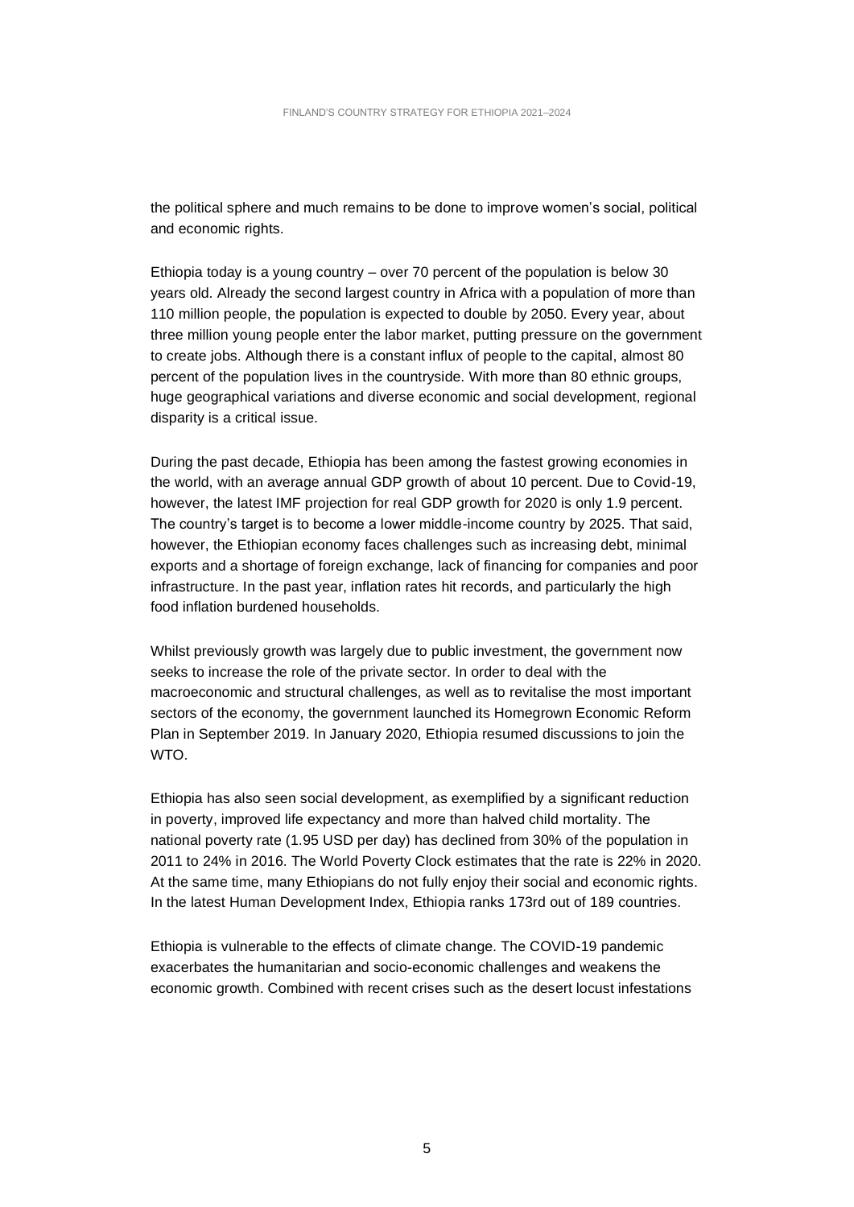the political sphere and much remains to be done to improve women's social, political and economic rights.

Ethiopia today is a young country – over 70 percent of the population is below 30 years old. Already the second largest country in Africa with a population of more than 110 million people, the population is expected to double by 2050. Every year, about three million young people enter the labor market, putting pressure on the government to create jobs. Although there is a constant influx of people to the capital, almost 80 percent of the population lives in the countryside. With more than 80 ethnic groups, huge geographical variations and diverse economic and social development, regional disparity is a critical issue.

During the past decade, Ethiopia has been among the fastest growing economies in the world, with an average annual GDP growth of about 10 percent. Due to Covid-19, however, the latest IMF projection for real GDP growth for 2020 is only 1.9 percent. The country's target is to become a lower middle-income country by 2025. That said, however, the Ethiopian economy faces challenges such as increasing debt, minimal exports and a shortage of foreign exchange, lack of financing for companies and poor infrastructure. In the past year, inflation rates hit records, and particularly the high food inflation burdened households.

Whilst previously growth was largely due to public investment, the government now seeks to increase the role of the private sector. In order to deal with the macroeconomic and structural challenges, as well as to revitalise the most important sectors of the economy, the government launched its Homegrown Economic Reform Plan in September 2019. In January 2020, Ethiopia resumed discussions to join the WTO.

Ethiopia has also seen social development, as exemplified by a significant reduction in poverty, improved life expectancy and more than halved child mortality. The national poverty rate (1.95 USD per day) has declined from 30% of the population in 2011 to 24% in 2016. The World Poverty Clock estimates that the rate is 22% in 2020. At the same time, many Ethiopians do not fully enjoy their social and economic rights. In the latest Human Development Index, Ethiopia ranks 173rd out of 189 countries.

Ethiopia is vulnerable to the effects of climate change. The COVID-19 pandemic exacerbates the humanitarian and socio-economic challenges and weakens the economic growth. Combined with recent crises such as the desert locust infestations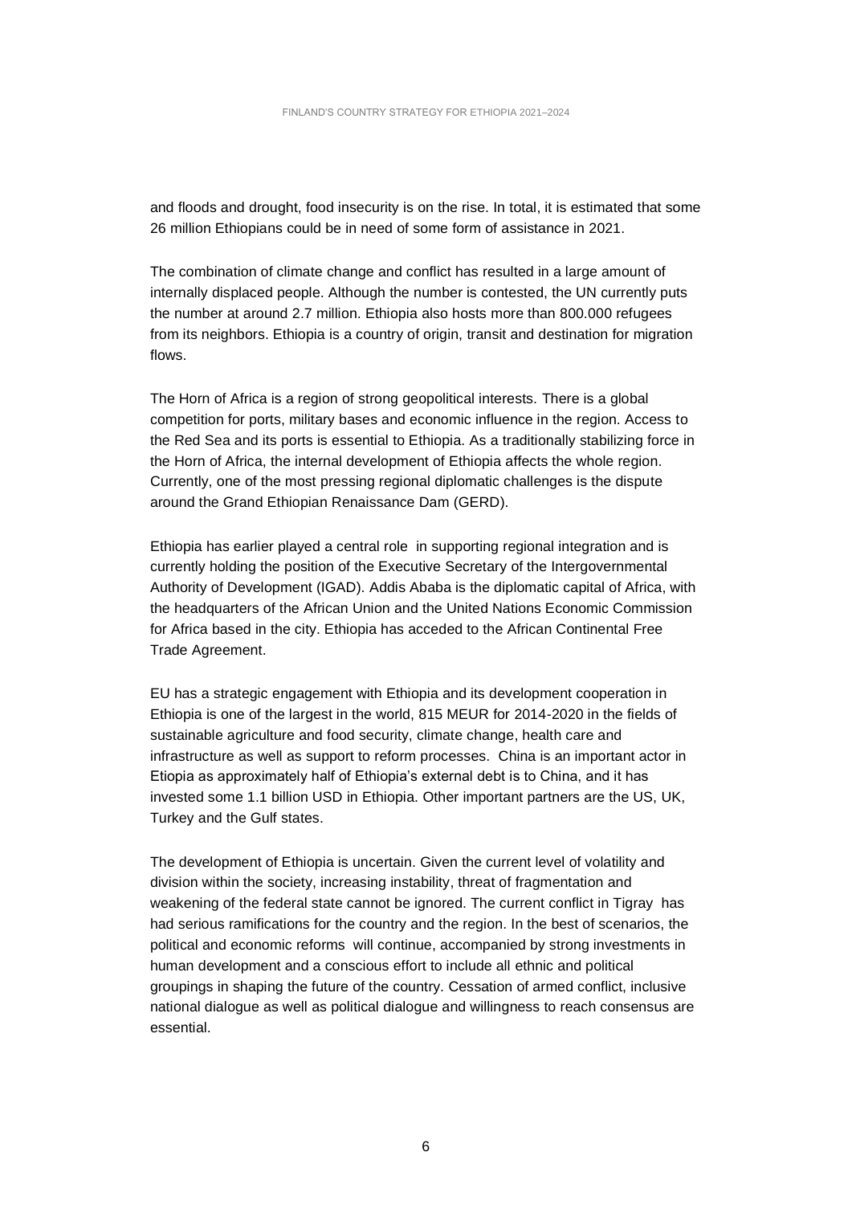and floods and drought, food insecurity is on the rise. In total, it is estimated that some 26 million Ethiopians could be in need of some form of assistance in 2021.

The combination of climate change and conflict has resulted in a large amount of internally displaced people. Although the number is contested, the UN currently puts the number at around 2.7 million. Ethiopia also hosts more than 800.000 refugees from its neighbors. Ethiopia is a country of origin, transit and destination for migration flows.

The Horn of Africa is a region of strong geopolitical interests. There is a global competition for ports, military bases and economic influence in the region. Access to the Red Sea and its ports is essential to Ethiopia. As a traditionally stabilizing force in the Horn of Africa, the internal development of Ethiopia affects the whole region. Currently, one of the most pressing regional diplomatic challenges is the dispute around the Grand Ethiopian Renaissance Dam (GERD).

Ethiopia has earlier played a central role in supporting regional integration and is currently holding the position of the Executive Secretary of the Intergovernmental Authority of Development (IGAD). Addis Ababa is the diplomatic capital of Africa, with the headquarters of the African Union and the United Nations Economic Commission for Africa based in the city. Ethiopia has acceded to the African Continental Free Trade Agreement.

EU has a strategic engagement with Ethiopia and its development cooperation in Ethiopia is one of the largest in the world, 815 MEUR for 2014-2020 in the fields of sustainable agriculture and food security, climate change, health care and infrastructure as well as support to reform processes. China is an important actor in Etiopia as approximately half of Ethiopia's external debt is to China, and it has invested some 1.1 billion USD in Ethiopia. Other important partners are the US, UK, Turkey and the Gulf states.

The development of Ethiopia is uncertain. Given the current level of volatility and division within the society, increasing instability, threat of fragmentation and weakening of the federal state cannot be ignored. The current conflict in Tigray has had serious ramifications for the country and the region. In the best of scenarios, the political and economic reforms will continue, accompanied by strong investments in human development and a conscious effort to include all ethnic and political groupings in shaping the future of the country. Cessation of armed conflict, inclusive national dialogue as well as political dialogue and willingness to reach consensus are essential.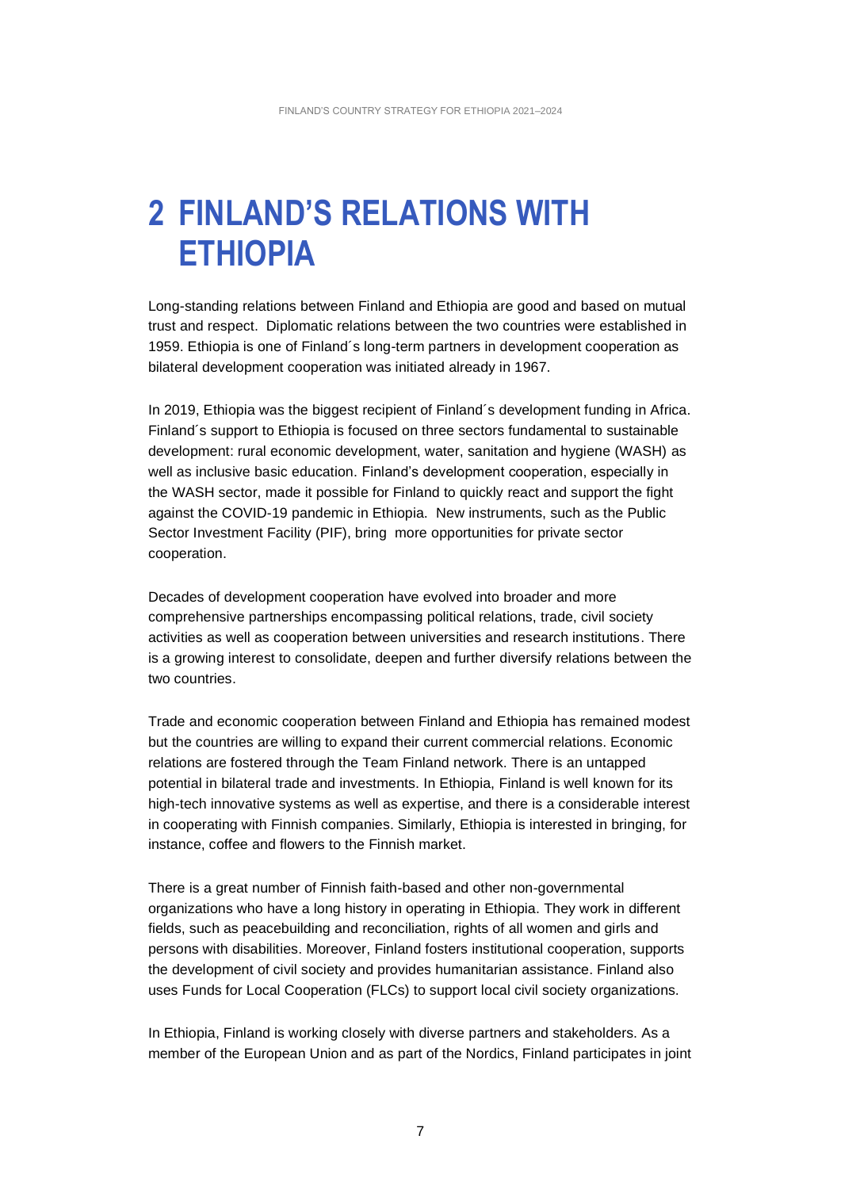# 2 FINLAND'S RELATIONS WITH ETHIOPIA

Long-standing relations between Finland and Ethiopia are good and based on mutual trust and respect. Diplomatic relations between the two countries were established in 1959. Ethiopia is one of Finland´s long-term partners in development cooperation as bilateral development cooperation was initiated already in 1967.

In 2019, Ethiopia was the biggest recipient of Finland´s development funding in Africa. Finland´s support to Ethiopia is focused on three sectors fundamental to sustainable development: rural economic development, water, sanitation and hygiene (WASH) as well as inclusive basic education. Finland's development cooperation, especially in the WASH sector, made it possible for Finland to quickly react and support the fight against the COVID-19 pandemic in Ethiopia. New instruments, such as the Public Sector Investment Facility (PIF), bring more opportunities for private sector cooperation.

Decades of development cooperation have evolved into broader and more comprehensive partnerships encompassing political relations, trade, civil society activities as well as cooperation between universities and research institutions. There is a growing interest to consolidate, deepen and further diversify relations between the two countries.

Trade and economic cooperation between Finland and Ethiopia has remained modest but the countries are willing to expand their current commercial relations. Economic relations are fostered through the Team Finland network. There is an untapped potential in bilateral trade and investments. In Ethiopia, Finland is well known for its high-tech innovative systems as well as expertise, and there is a considerable interest in cooperating with Finnish companies. Similarly, Ethiopia is interested in bringing, for instance, coffee and flowers to the Finnish market.

There is a great number of Finnish faith-based and other non-governmental organizations who have a long history in operating in Ethiopia. They work in different fields, such as peacebuilding and reconciliation, rights of all women and girls and persons with disabilities. Moreover, Finland fosters institutional cooperation, supports the development of civil society and provides humanitarian assistance. Finland also uses Funds for Local Cooperation (FLCs) to support local civil society organizations.

In Ethiopia, Finland is working closely with diverse partners and stakeholders. As a member of the European Union and as part of the Nordics, Finland participates in joint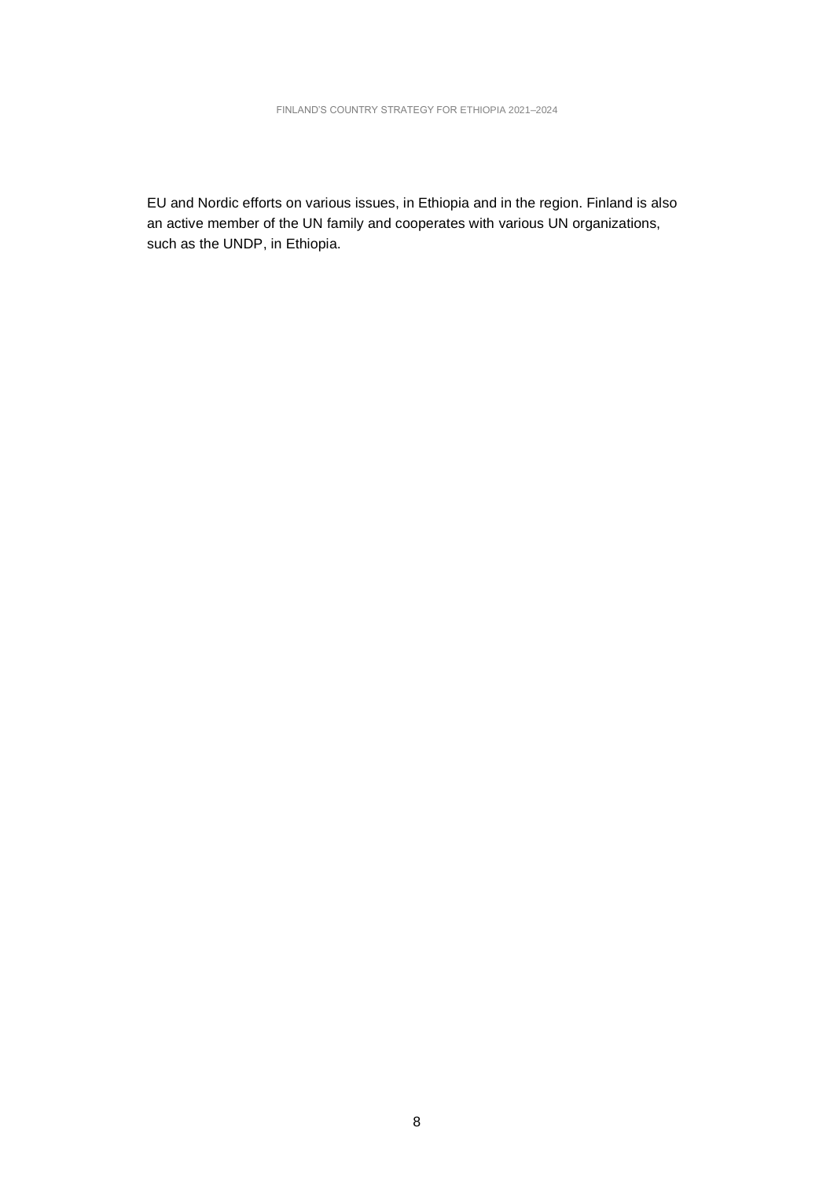EU and Nordic efforts on various issues, in Ethiopia and in the region. Finland is also an active member of the UN family and cooperates with various UN organizations, such as the UNDP, in Ethiopia.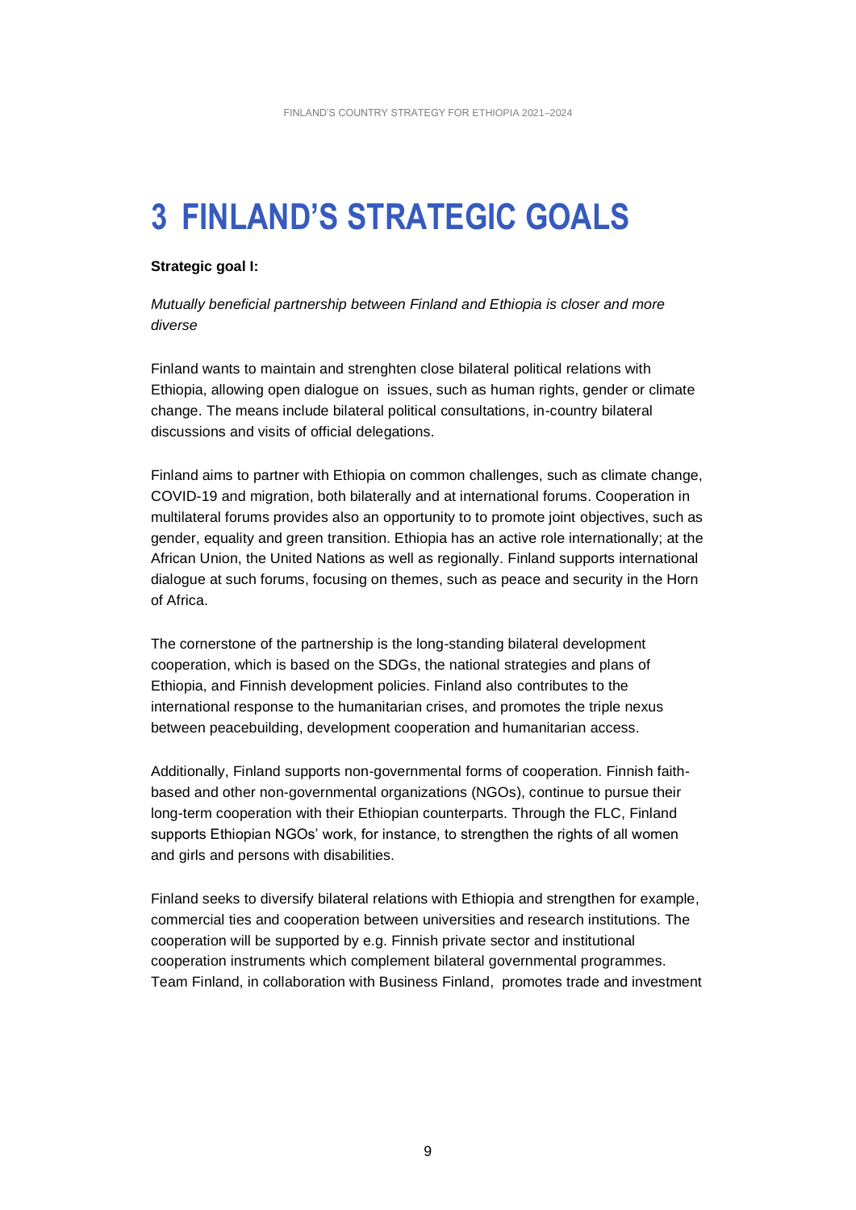# 3 FINLAND'S STRATEGIC GOALS

**Strategic goal I:**

*Mutually beneficial partnership between Finland and Ethiopia is closer and more diverse*

Finland wants to maintain and strenghten close bilateral political relations with Ethiopia, allowing open dialogue on issues, such as human rights, gender or climate change. The means include bilateral political consultations, in-country bilateral discussions and visits of official delegations.

Finland aims to partner with Ethiopia on common challenges, such as climate change, COVID-19 and migration, both bilaterally and at international forums. Cooperation in multilateral forums provides also an opportunity to to promote joint objectives, such as gender, equality and green transition. Ethiopia has an active role internationally; at the African Union, the United Nations as well as regionally. Finland supports international dialogue at such forums, focusing on themes, such as peace and security in the Horn of Africa.

The cornerstone of the partnership is the long-standing bilateral development cooperation, which is based on the SDGs, the national strategies and plans of Ethiopia, and Finnish development policies. Finland also contributes to the international response to the humanitarian crises, and promotes the triple nexus between peacebuilding, development cooperation and humanitarian access.

Additionally, Finland supports non-governmental forms of cooperation. Finnish faith-based and other non-governmental organizations (NGOs), continue to pursue their long-term cooperation with their Ethiopian counterparts. Through the FLC, Finland supports Ethiopian NGOs' work, for instance, to strengthen the rights of all women and girls and persons with disabilities.

Finland seeks to diversify bilateral relations with Ethiopia and strengthen for example, commercial ties and cooperation between universities and research institutions. The cooperation will be supported by e.g. Finnish private sector and institutional cooperation instruments which complement bilateral governmental programmes. Team Finland, in collaboration with Business Finland, promotes trade and investment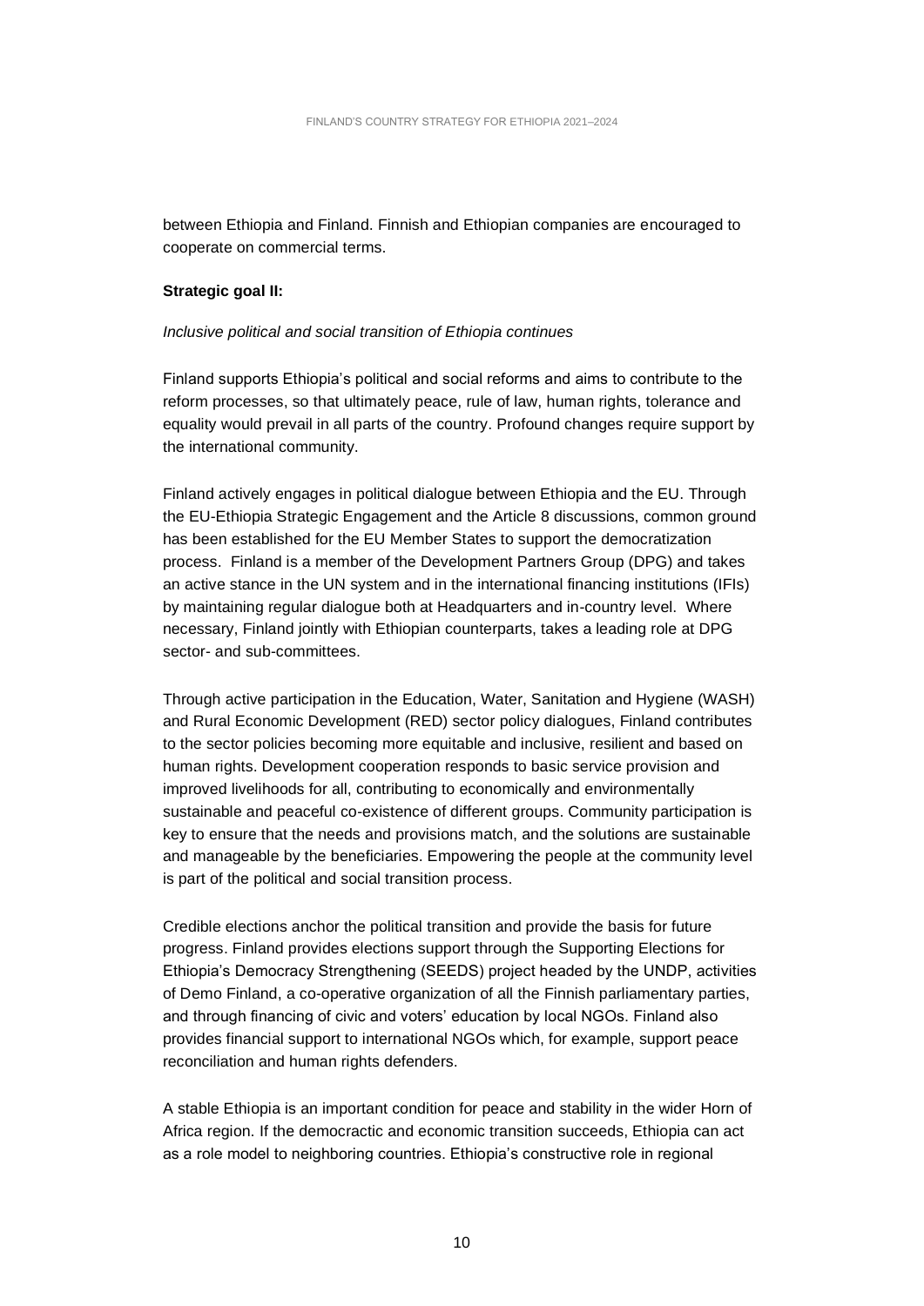between Ethiopia and Finland. Finnish and Ethiopian companies are encouraged to cooperate on commercial terms.

**Strategic goal II:**

*Inclusive political and social transition of Ethiopia continues*

Finland supports Ethiopia's political and social reforms and aims to contribute to the reform processes, so that ultimately peace, rule of law, human rights, tolerance and equality would prevail in all parts of the country. Profound changes require support by the international community.

Finland actively engages in political dialogue between Ethiopia and the EU. Through the EU-Ethiopia Strategic Engagement and the Article 8 discussions, common ground has been established for the EU Member States to support the democratization process. Finland is a member of the Development Partners Group (DPG) and takes an active stance in the UN system and in the international financing institutions (IFIs) by maintaining regular dialogue both at Headquarters and in-country level. Where necessary, Finland jointly with Ethiopian counterparts, takes a leading role at DPG sector- and sub-committees.

Through active participation in the Education, Water, Sanitation and Hygiene (WASH) and Rural Economic Development (RED) sector policy dialogues, Finland contributes to the sector policies becoming more equitable and inclusive, resilient and based on human rights. Development cooperation responds to basic service provision and improved livelihoods for all, contributing to economically and environmentally sustainable and peaceful co-existence of different groups. Community participation is key to ensure that the needs and provisions match, and the solutions are sustainable and manageable by the beneficiaries. Empowering the people at the community level is part of the political and social transition process.

Credible elections anchor the political transition and provide the basis for future progress. Finland provides elections support through the Supporting Elections for Ethiopia's Democracy Strengthening (SEEDS) project headed by the UNDP, activities of Demo Finland, a co-operative organization of all the Finnish parliamentary parties, and through financing of civic and voters' education by local NGOs. Finland also provides financial support to international NGOs which, for example, support peace reconciliation and human rights defenders.

A stable Ethiopia is an important condition for peace and stability in the wider Horn of Africa region. If the democractic and economic transition succeeds, Ethiopia can act as a role model to neighboring countries. Ethiopia's constructive role in regional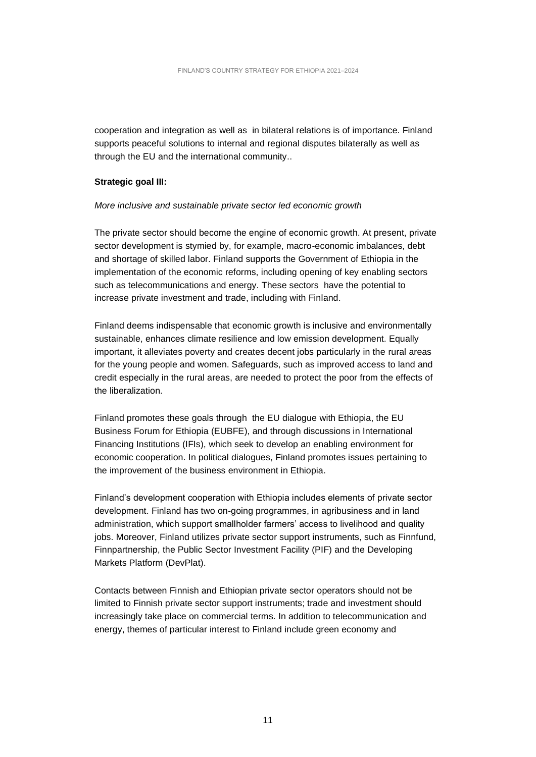cooperation and integration as well as in bilateral relations is of importance. Finland supports peaceful solutions to internal and regional disputes bilaterally as well as through the EU and the international community..

**Strategic goal III:**

*More inclusive and sustainable private sector led economic growth*

The private sector should become the engine of economic growth. At present, private sector development is stymied by, for example, macro-economic imbalances, debt and shortage of skilled labor. Finland supports the Government of Ethiopia in the implementation of the economic reforms, including opening of key enabling sectors such as telecommunications and energy. These sectors have the potential to increase private investment and trade, including with Finland.

Finland deems indispensable that economic growth is inclusive and environmentally sustainable, enhances climate resilience and low emission development. Equally important, it alleviates poverty and creates decent jobs particularly in the rural areas for the young people and women. Safeguards, such as improved access to land and credit especially in the rural areas, are needed to protect the poor from the effects of the liberalization.

Finland promotes these goals through the EU dialogue with Ethiopia, the EU Business Forum for Ethiopia (EUBFE), and through discussions in International Financing Institutions (IFIs), which seek to develop an enabling environment for economic cooperation. In political dialogues, Finland promotes issues pertaining to the improvement of the business environment in Ethiopia.

Finland's development cooperation with Ethiopia includes elements of private sector development. Finland has two on-going programmes, in agribusiness and in land administration, which support smallholder farmers' access to livelihood and quality jobs. Moreover, Finland utilizes private sector support instruments, such as Finnfund, Finnpartnership, the Public Sector Investment Facility (PIF) and the Developing Markets Platform (DevPlat).

Contacts between Finnish and Ethiopian private sector operators should not be limited to Finnish private sector support instruments; trade and investment should increasingly take place on commercial terms. In addition to telecommunication and energy, themes of particular interest to Finland include green economy and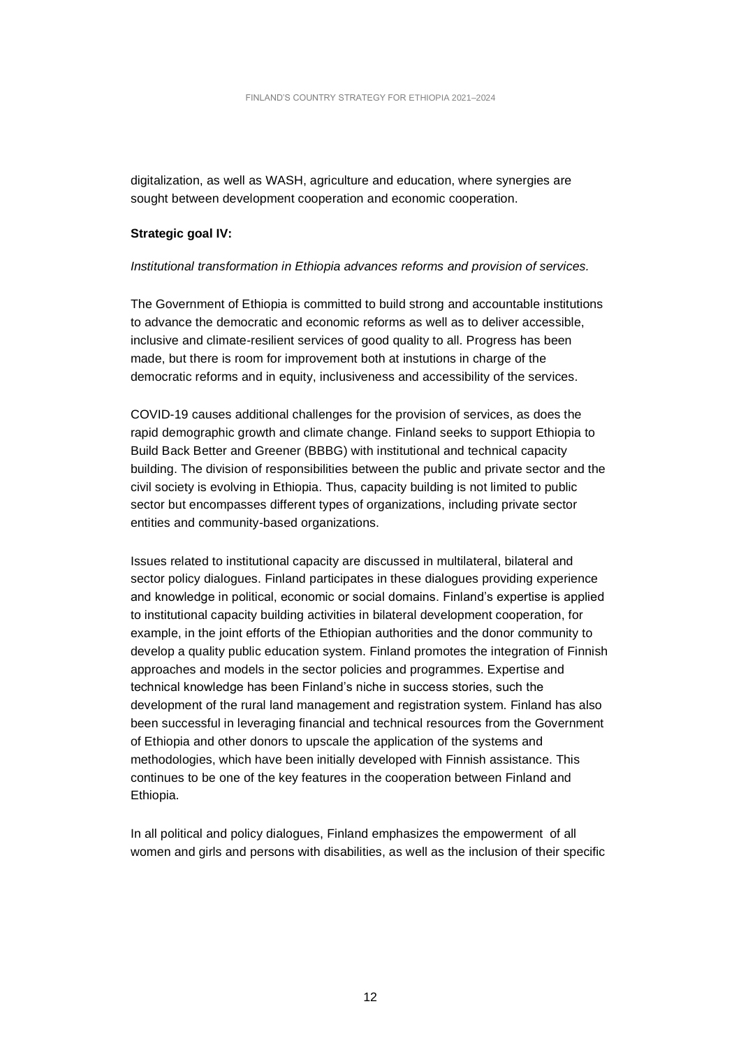digitalization, as well as WASH, agriculture and education, where synergies are sought between development cooperation and economic cooperation.

**Strategic goal IV:**

*Institutional transformation in Ethiopia advances reforms and provision of services.*

The Government of Ethiopia is committed to build strong and accountable institutions to advance the democratic and economic reforms as well as to deliver accessible, inclusive and climate-resilient services of good quality to all. Progress has been made, but there is room for improvement both at instutions in charge of the democratic reforms and in equity, inclusiveness and accessibility of the services.

COVID-19 causes additional challenges for the provision of services, as does the rapid demographic growth and climate change. Finland seeks to support Ethiopia to Build Back Better and Greener (BBBG) with institutional and technical capacity building. The division of responsibilities between the public and private sector and the civil society is evolving in Ethiopia. Thus, capacity building is not limited to public sector but encompasses different types of organizations, including private sector entities and community-based organizations.

Issues related to institutional capacity are discussed in multilateral, bilateral and sector policy dialogues. Finland participates in these dialogues providing experience and knowledge in political, economic or social domains. Finland's expertise is applied to institutional capacity building activities in bilateral development cooperation, for example, in the joint efforts of the Ethiopian authorities and the donor community to develop a quality public education system. Finland promotes the integration of Finnish approaches and models in the sector policies and programmes. Expertise and technical knowledge has been Finland's niche in success stories, such the development of the rural land management and registration system. Finland has also been successful in leveraging financial and technical resources from the Government of Ethiopia and other donors to upscale the application of the systems and methodologies, which have been initially developed with Finnish assistance. This continues to be one of the key features in the cooperation between Finland and Ethiopia.

In all political and policy dialogues, Finland emphasizes the empowerment of all women and girls and persons with disabilities, as well as the inclusion of their specific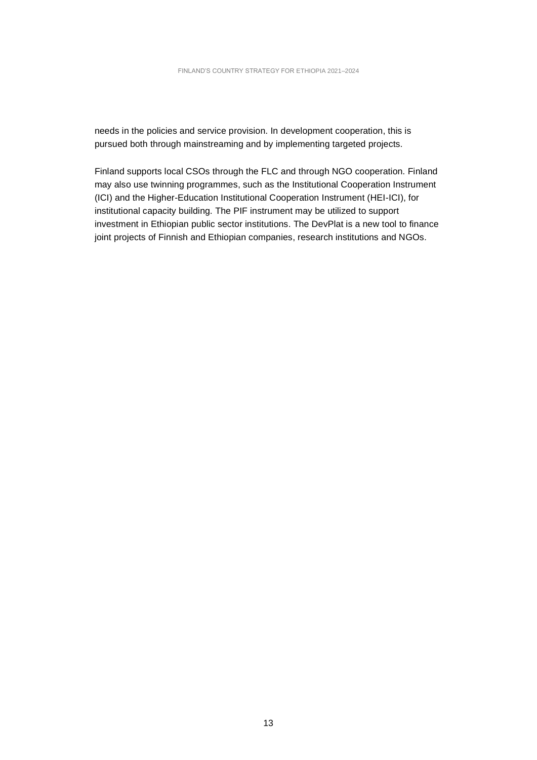needs in the policies and service provision. In development cooperation, this is pursued both through mainstreaming and by implementing targeted projects.

Finland supports local CSOs through the FLC and through NGO cooperation. Finland may also use twinning programmes, such as the Institutional Cooperation Instrument (ICI) and the Higher-Education Institutional Cooperation Instrument (HEI-ICI), for institutional capacity building. The PIF instrument may be utilized to support investment in Ethiopian public sector institutions. The DevPlat is a new tool to finance joint projects of Finnish and Ethiopian companies, research institutions and NGOs.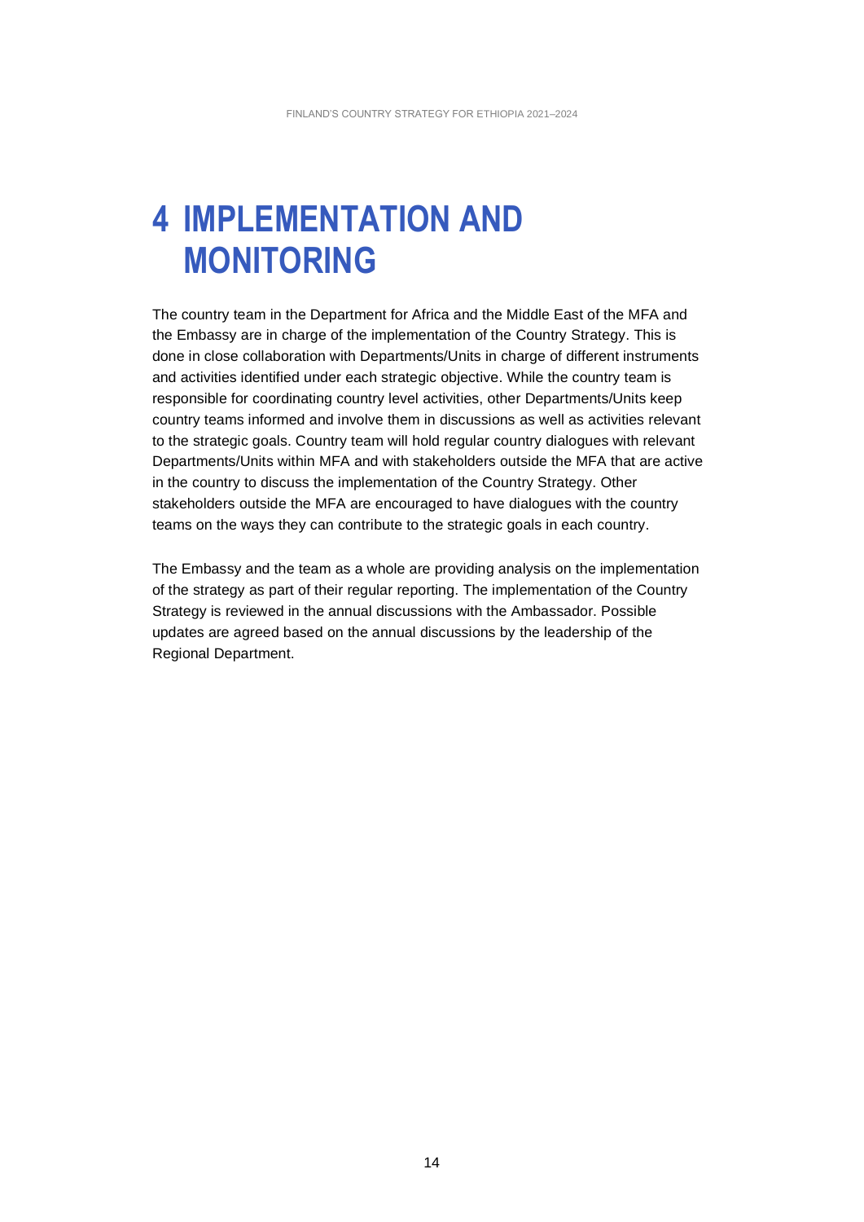# 4 IMPLEMENTATION AND MONITORING

The country team in the Department for Africa and the Middle East of the MFA and the Embassy are in charge of the implementation of the Country Strategy. This is done in close collaboration with Departments/Units in charge of different instruments and activities identified under each strategic objective. While the country team is responsible for coordinating country level activities, other Departments/Units keep country teams informed and involve them in discussions as well as activities relevant to the strategic goals. Country team will hold regular country dialogues with relevant Departments/Units within MFA and with stakeholders outside the MFA that are active in the country to discuss the implementation of the Country Strategy. Other stakeholders outside the MFA are encouraged to have dialogues with the country teams on the ways they can contribute to the strategic goals in each country.

The Embassy and the team as a whole are providing analysis on the implementation of the strategy as part of their regular reporting. The implementation of the Country Strategy is reviewed in the annual discussions with the Ambassador. Possible updates are agreed based on the annual discussions by the leadership of the Regional Department.